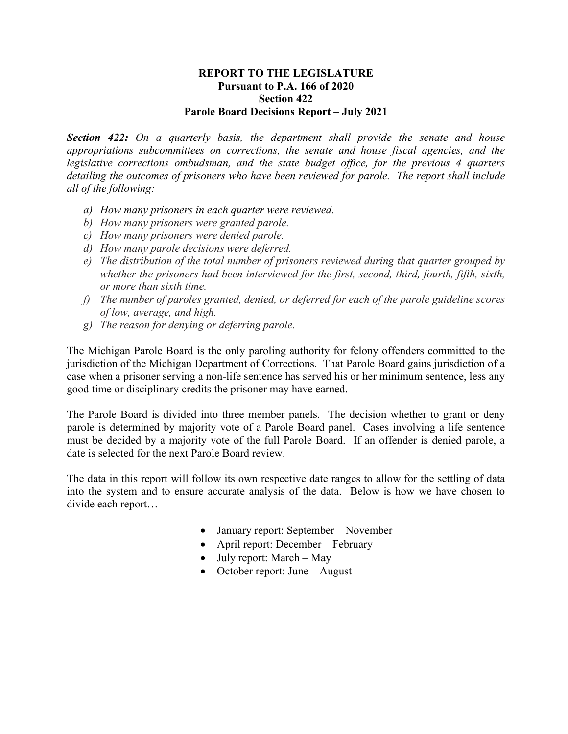# REPORT TO THE LEGISLATURE
## Pursuant to P.A. 166 of 2020
## Section 422
## Parole Board Decisions Report – July 2021

***Section 422:*** *On a quarterly basis, the department shall provide the senate and house appropriations subcommittees on corrections, the senate and house fiscal agencies, and the legislative corrections ombudsman, and the state budget office, for the previous 4 quarters detailing the outcomes of prisoners who have been reviewed for parole. The report shall include all of the following:*

- *a) How many prisoners in each quarter were reviewed.*
- *b) How many prisoners were granted parole.*
- *c) How many prisoners were denied parole.*
- *d) How many parole decisions were deferred.*
- *e) The distribution of the total number of prisoners reviewed during that quarter grouped by whether the prisoners had been interviewed for the first, second, third, fourth, fifth, sixth, or more than sixth time.*
- *f) The number of paroles granted, denied, or deferred for each of the parole guideline scores of low, average, and high.*
- *g) The reason for denying or deferring parole.*

The Michigan Parole Board is the only paroling authority for felony offenders committed to the jurisdiction of the Michigan Department of Corrections. That Parole Board gains jurisdiction of a case when a prisoner serving a non-life sentence has served his or her minimum sentence, less any good time or disciplinary credits the prisoner may have earned.

The Parole Board is divided into three member panels. The decision whether to grant or deny parole is determined by majority vote of a Parole Board panel. Cases involving a life sentence must be decided by a majority vote of the full Parole Board. If an offender is denied parole, a date is selected for the next Parole Board review.

The data in this report will follow its own respective date ranges to allow for the settling of data into the system and to ensure accurate analysis of the data. Below is how we have chosen to divide each report…

- January report: September – November
- April report: December – February
- July report: March – May
- October report: June – August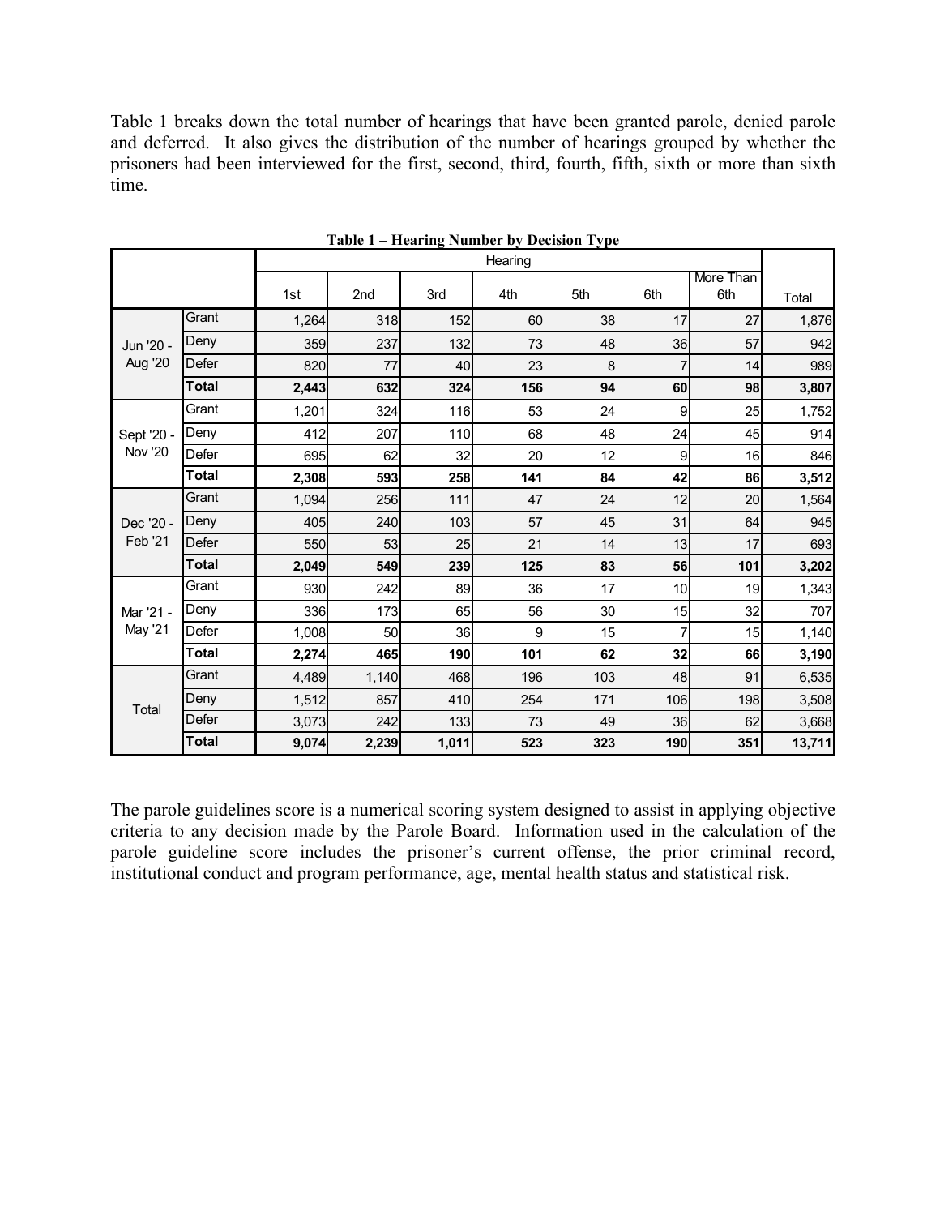Table 1 breaks down the total number of hearings that have been granted parole, denied parole and deferred. It also gives the distribution of the number of hearings grouped by whether the prisoners had been interviewed for the first, second, third, fourth, fifth, sixth or more than sixth time.

**Table 1 – Hearing Number by Decision Type**

| | | Hearing | | | | | | | |
|---|---|---|---|---|---|---|---|---|---|
| | | 1st | 2nd | 3rd | 4th | 5th | 6th | More Than 6th | Total |
| Jun '20 - Aug '20 | Grant | 1,264 | 318 | 152 | 60 | 38 | 17 | 27 | 1,876 |
| | Deny | 359 | 237 | 132 | 73 | 48 | 36 | 57 | 942 |
| | Defer | 820 | 77 | 40 | 23 | 8 | 7 | 14 | 989 |
| | **Total** | **2,443** | **632** | **324** | **156** | **94** | **60** | **98** | **3,807** |
| Sept '20 - Nov '20 | Grant | 1,201 | 324 | 116 | 53 | 24 | 9 | 25 | 1,752 |
| | Deny | 412 | 207 | 110 | 68 | 48 | 24 | 45 | 914 |
| | Defer | 695 | 62 | 32 | 20 | 12 | 9 | 16 | 846 |
| | **Total** | **2,308** | **593** | **258** | **141** | **84** | **42** | **86** | **3,512** |
| Dec '20 - Feb '21 | Grant | 1,094 | 256 | 111 | 47 | 24 | 12 | 20 | 1,564 |
| | Deny | 405 | 240 | 103 | 57 | 45 | 31 | 64 | 945 |
| | Defer | 550 | 53 | 25 | 21 | 14 | 13 | 17 | 693 |
| | **Total** | **2,049** | **549** | **239** | **125** | **83** | **56** | **101** | **3,202** |
| Mar '21 - May '21 | Grant | 930 | 242 | 89 | 36 | 17 | 10 | 19 | 1,343 |
| | Deny | 336 | 173 | 65 | 56 | 30 | 15 | 32 | 707 |
| | Defer | 1,008 | 50 | 36 | 9 | 15 | 7 | 15 | 1,140 |
| | **Total** | **2,274** | **465** | **190** | **101** | **62** | **32** | **66** | **3,190** |
| Total | Grant | 4,489 | 1,140 | 468 | 196 | 103 | 48 | 91 | 6,535 |
| | Deny | 1,512 | 857 | 410 | 254 | 171 | 106 | 198 | 3,508 |
| | Defer | 3,073 | 242 | 133 | 73 | 49 | 36 | 62 | 3,668 |
| | **Total** | **9,074** | **2,239** | **1,011** | **523** | **323** | **190** | **351** | **13,711** |

The parole guidelines score is a numerical scoring system designed to assist in applying objective criteria to any decision made by the Parole Board. Information used in the calculation of the parole guideline score includes the prisoner's current offense, the prior criminal record, institutional conduct and program performance, age, mental health status and statistical risk.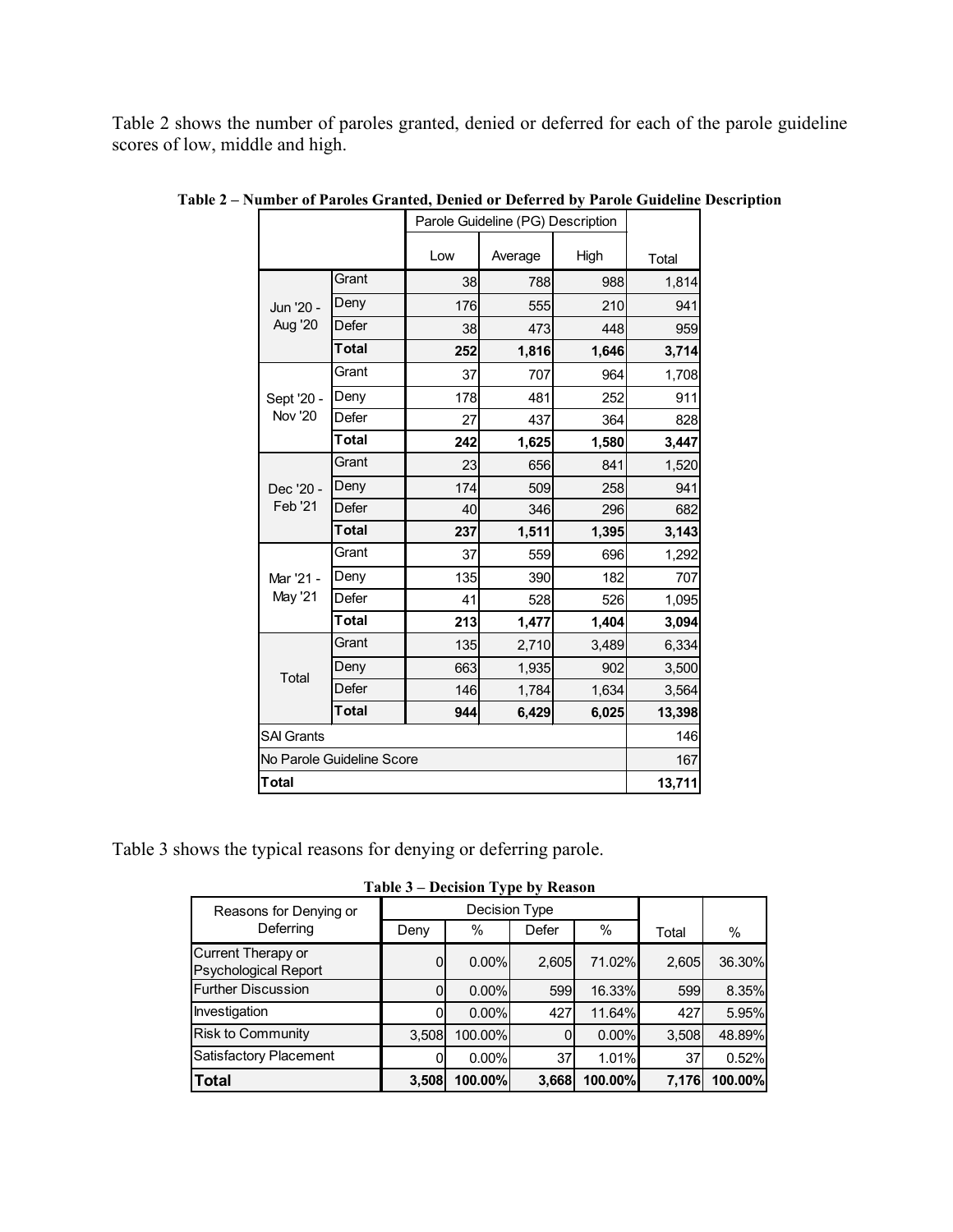Table 2 shows the number of paroles granted, denied or deferred for each of the parole guideline scores of low, middle and high.

**Table 2 – Number of Paroles Granted, Denied or Deferred by Parole Guideline Description**

| | | Parole Guideline (PG) Description | | | |
|---|---|---|---|---|---|
| | | Low | Average | High | Total |
| Jun '20 - Aug '20 | Grant | 38 | 788 | 988 | 1,814 |
| | Deny | 176 | 555 | 210 | 941 |
| | Defer | 38 | 473 | 448 | 959 |
| | **Total** | **252** | **1,816** | **1,646** | **3,714** |
| Sept '20 - Nov '20 | Grant | 37 | 707 | 964 | 1,708 |
| | Deny | 178 | 481 | 252 | 911 |
| | Defer | 27 | 437 | 364 | 828 |
| | **Total** | **242** | **1,625** | **1,580** | **3,447** |
| Dec '20 - Feb '21 | Grant | 23 | 656 | 841 | 1,520 |
| | Deny | 174 | 509 | 258 | 941 |
| | Defer | 40 | 346 | 296 | 682 |
| | **Total** | **237** | **1,511** | **1,395** | **3,143** |
| Mar '21 - May '21 | Grant | 37 | 559 | 696 | 1,292 |
| | Deny | 135 | 390 | 182 | 707 |
| | Defer | 41 | 528 | 526 | 1,095 |
| | **Total** | **213** | **1,477** | **1,404** | **3,094** |
| Total | Grant | 135 | 2,710 | 3,489 | 6,334 |
| | Deny | 663 | 1,935 | 902 | 3,500 |
| | Defer | 146 | 1,784 | 1,634 | 3,564 |
| | **Total** | **944** | **6,429** | **6,025** | **13,398** |
| SAI Grants | | | | | 146 |
| No Parole Guideline Score | | | | | 167 |
| **Total** | | | | | **13,711** |

Table 3 shows the typical reasons for denying or deferring parole.

**Table 3 – Decision Type by Reason**

| Reasons for Denying or Deferring | Decision Type | | | | Total | % |
|---|---|---|---|---|---|---|
| | Deny | % | Defer | % | | |
| Current Therapy or Psychological Report | 0 | 0.00% | 2,605 | 71.02% | 2,605 | 36.30% |
| Further Discussion | 0 | 0.00% | 599 | 16.33% | 599 | 8.35% |
| Investigation | 0 | 0.00% | 427 | 11.64% | 427 | 5.95% |
| Risk to Community | 3,508 | 100.00% | 0 | 0.00% | 3,508 | 48.89% |
| Satisfactory Placement | 0 | 0.00% | 37 | 1.01% | 37 | 0.52% |
| **Total** | **3,508** | **100.00%** | **3,668** | **100.00%** | **7,176** | **100.00%** |